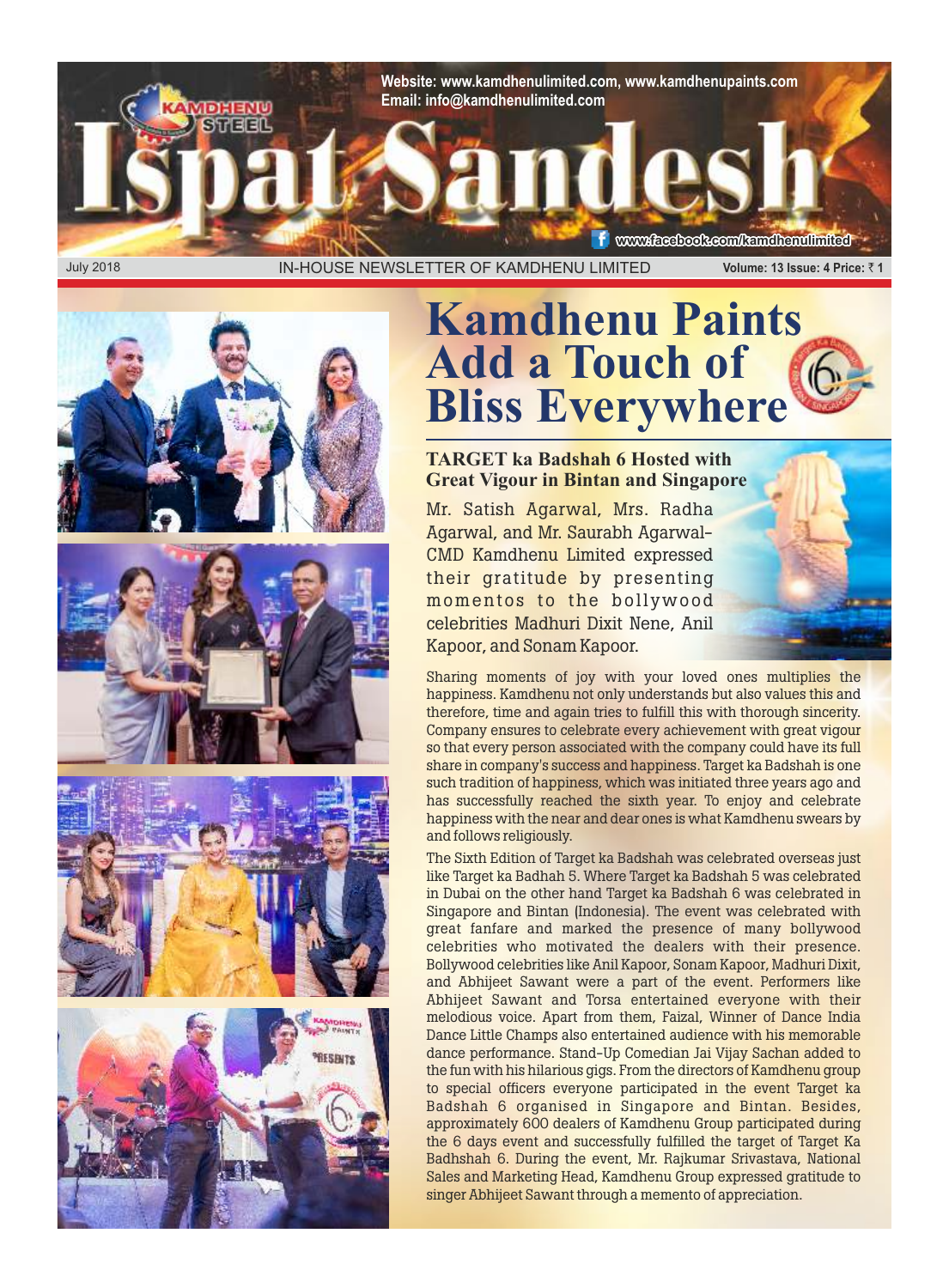Website: www.kamdhenulimited.com, www.kamdhenupaints.com
Email: info@kamdhenulimited.com

# Ispat Sandesh

www.facebook.com/kamdhenulimited

July 2018 IN-HOUSE NEWSLETTER OF KAMDHENU LIMITED Volume: 13 Issue: 4 Price: ₹ 1

# Kamdhenu Paints Add a Touch of Bliss Everywhere

## TARGET ka Badshah 6 Hosted with Great Vigour in Bintan and Singapore

Mr. Satish Agarwal, Mrs. Radha Agarwal, and Mr. Saurabh Agarwal-CMD Kamdhenu Limited expressed their gratitude by presenting momentos to the bollywood celebrities Madhuri Dixit Nene, Anil Kapoor, and Sonam Kapoor.

Sharing moments of joy with your loved ones multiplies the happiness. Kamdhenu not only understands but also values this and therefore, time and again tries to fulfill this with thorough sincerity. Company ensures to celebrate every achievement with great vigour so that every person associated with the company could have its full share in company's success and happiness. Target ka Badshah is one such tradition of happiness, which was initiated three years ago and has successfully reached the sixth year. To enjoy and celebrate happiness with the near and dear ones is what Kamdhenu swears by and follows religiously.

The Sixth Edition of Target ka Badshah was celebrated overseas just like Target ka Badhah 5. Where Target ka Badshah 5 was celebrated in Dubai on the other hand Target ka Badshah 6 was celebrated in Singapore and Bintan (Indonesia). The event was celebrated with great fanfare and marked the presence of many bollywood celebrities who motivated the dealers with their presence. Bollywood celebrities like Anil Kapoor, Sonam Kapoor, Madhuri Dixit, and Abhijeet Sawant were a part of the event. Performers like Abhijeet Sawant and Torsa entertained everyone with their melodious voice. Apart from them, Faizal, Winner of Dance India Dance Little Champs also entertained audience with his memorable dance performance. Stand-Up Comedian Jai Vijay Sachan added to the fun with his hilarious gigs. From the directors of Kamdhenu group to special officers everyone participated in the event Target ka Badshah 6 organised in Singapore and Bintan. Besides, approximately 600 dealers of Kamdhenu Group participated during the 6 days event and successfully fulfilled the target of Target Ka Badhshah 6. During the event, Mr. Rajkumar Srivastava, National Sales and Marketing Head, Kamdhenu Group expressed gratitude to singer Abhijeet Sawant through a memento of appreciation.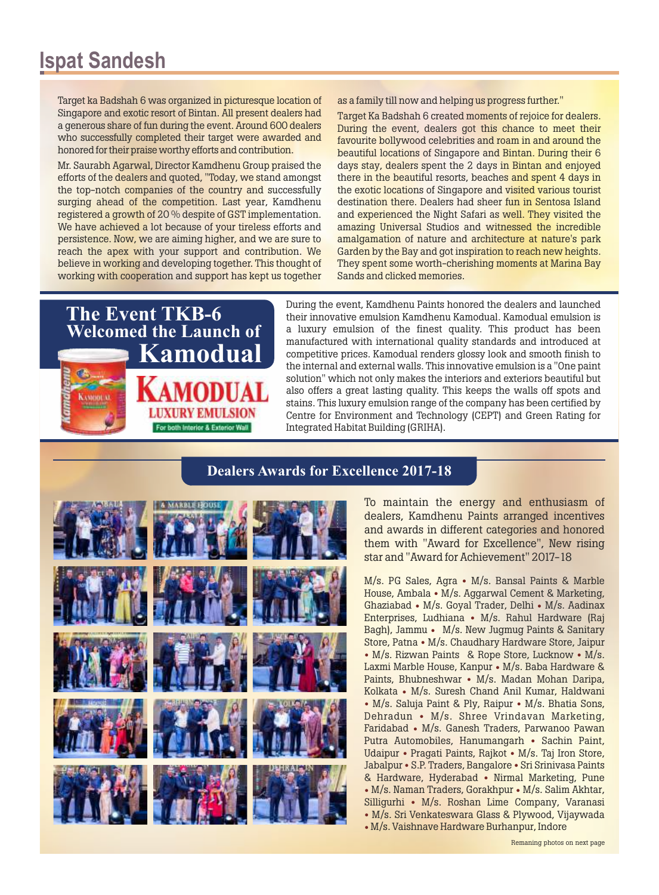# Ispat Sandesh

Target ka Badshah 6 was organized in picturesque location of Singapore and exotic resort of Bintan. All present dealers had a generous share of fun during the event. Around 600 dealers who successfully completed their target were awarded and honored for their praise worthy efforts and contribution.

Mr. Saurabh Agarwal, Director Kamdhenu Group praised the efforts of the dealers and quoted, "Today, we stand amongst the top-notch companies of the country and successfully surging ahead of the competition. Last year, Kamdhenu registered a growth of 20 % despite of GST implementation. We have achieved a lot because of your tireless efforts and persistence. Now, we are aiming higher, and we are sure to reach the apex with your support and contribution. We believe in working and developing together. This thought of working with cooperation and support has kept us together as a family till now and helping us progress further."

Target Ka Badshah 6 created moments of rejoice for dealers. During the event, dealers got this chance to meet their favourite bollywood celebrities and roam in and around the beautiful locations of Singapore and Bintan. During their 6 days stay, dealers spent the 2 days in Bintan and enjoyed there in the beautiful resorts, beaches and spent 4 days in the exotic locations of Singapore and visited various tourist destination there. Dealers had sheer fun in Sentosa Island and experienced the Night Safari as well. They visited the amazing Universal Studios and witnessed the incredible amalgamation of nature and architecture at nature's park Garden by the Bay and got inspiration to reach new heights. They spent some worth-cherishing moments at Marina Bay Sands and clicked memories.

## The Event TKB-6 Welcomed the Launch of Kamodual

**KAMODUAL**
**LUXURY EMULSION**
For both Interior & Exterior Wall

During the event, Kamdhenu Paints honored the dealers and launched their innovative emulsion Kamdhenu Kamodual. Kamodual emulsion is a luxury emulsion of the finest quality. This product has been manufactured with international quality standards and introduced at competitive prices. Kamodual renders glossy look and smooth finish to the internal and external walls. This innovative emulsion is a "One paint solution" which not only makes the interiors and exteriors beautiful but also offers a great lasting quality. This keeps the walls off spots and stains. This luxury emulsion range of the company has been certified by Centre for Environment and Technology (CEPT) and Green Rating for Integrated Habitat Building (GRIHA).

## Dealers Awards for Excellence 2017-18

To maintain the energy and enthusiasm of dealers, Kamdhenu Paints arranged incentives and awards in different categories and honored them with "Award for Excellence", New rising star and "Award for Achievement" 2017-18

M/s. PG Sales, Agra • M/s. Bansal Paints & Marble House, Ambala • M/s. Aggarwal Cement & Marketing, Ghaziabad • M/s. Goyal Trader, Delhi • M/s. Aadinax Enterprises, Ludhiana • M/s. Rahul Hardware (Raj Bagh), Jammu • M/s. New Jugmug Paints & Sanitary Store, Patna • M/s. Chaudhary Hardware Store, Jaipur • M/s. Rizwan Paints & Rope Store, Lucknow • M/s. Laxmi Marble House, Kanpur • M/s. Baba Hardware & Paints, Bhubneshwar • M/s. Madan Mohan Daripa, Kolkata • M/s. Suresh Chand Anil Kumar, Haldwani • M/s. Saluja Paint & Ply, Raipur • M/s. Bhatia Sons, Dehradun • M/s. Shree Vrindavan Marketing, Faridabad • M/s. Ganesh Traders, Parwanoo Pawan Putra Automobiles, Hanumangarh • Sachin Paint, Udaipur • Pragati Paints, Rajkot • M/s. Taj Iron Store, Jabalpur • S.P. Traders, Bangalore • Sri Srinivasa Paints & Hardware, Hyderabad • Nirmal Marketing, Pune • M/s. Naman Traders, Gorakhpur • M/s. Salim Akhtar, Silligurhi • M/s. Roshan Lime Company, Varanasi • M/s. Sri Venkateswara Glass & Plywood, Vijaywada • M/s. Vaishnave Hardware Burhanpur, Indore

Remaning photos on next page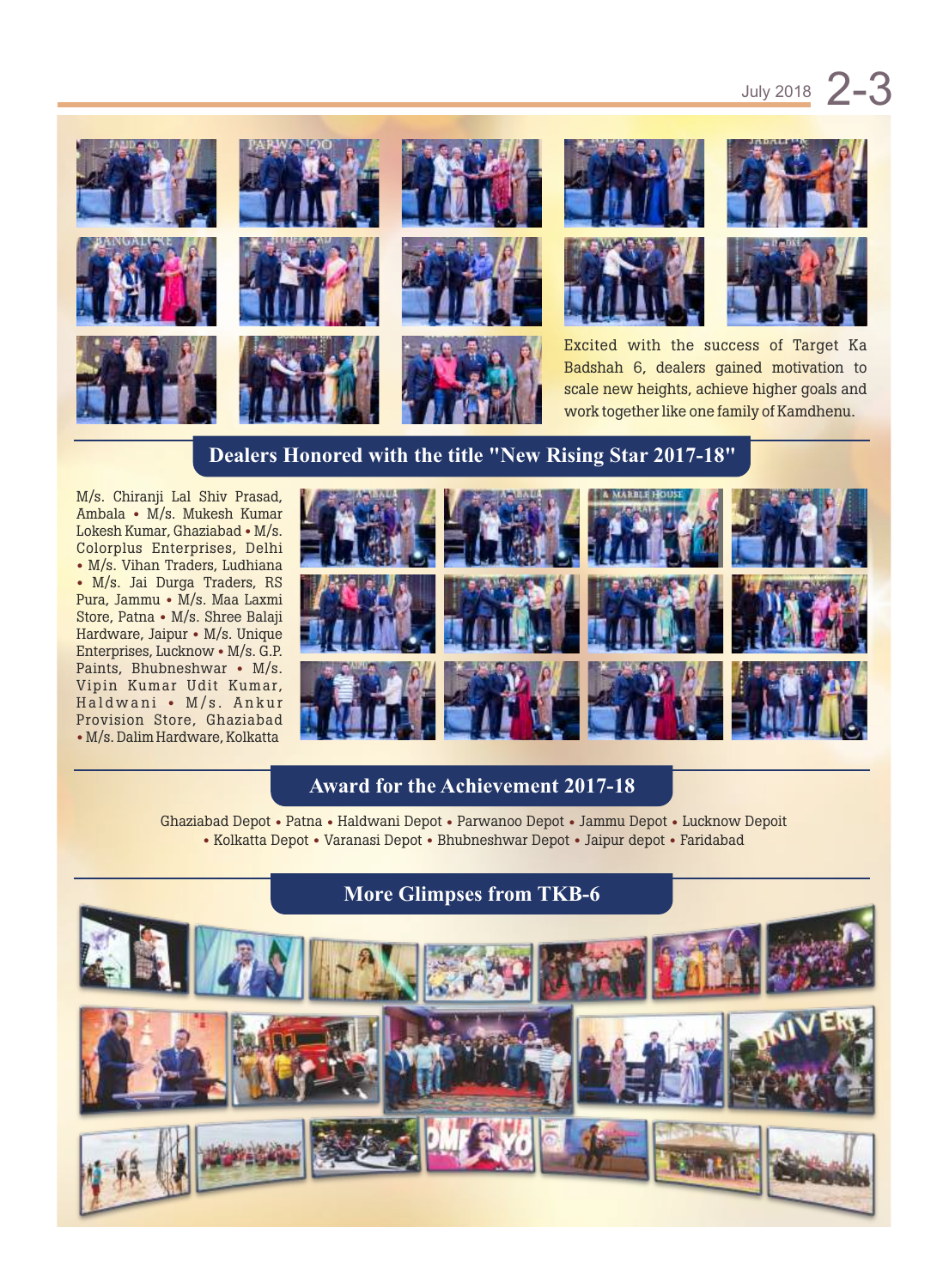Excited with the success of Target Ka Badshah 6, dealers gained motivation to scale new heights, achieve higher goals and work together like one family of Kamdhenu.

## Dealers Honored with the title "New Rising Star 2017-18"

M/s. Chiranji Lal Shiv Prasad, Ambala • M/s. Mukesh Kumar Lokesh Kumar, Ghaziabad • M/s. Colorplus Enterprises, Delhi • M/s. Vihan Traders, Ludhiana • M/s. Jai Durga Traders, RS Pura, Jammu • M/s. Maa Laxmi Store, Patna • M/s. Shree Balaji Hardware, Jaipur • M/s. Unique Enterprises, Lucknow • M/s. G.P. Paints, Bhubneshwar • M/s. Vipin Kumar Udit Kumar, Haldwani • M/s. Ankur Provision Store, Ghaziabad • M/s. Dalim Hardware, Kolkatta

## Award for the Achievement 2017-18

Ghaziabad Depot • Patna • Haldwani Depot • Parwanoo Depot • Jammu Depot • Lucknow Depoit • Kolkatta Depot • Varanasi Depot • Bhubneshwar Depot • Jaipur depot • Faridabad

## More Glimpses from TKB-6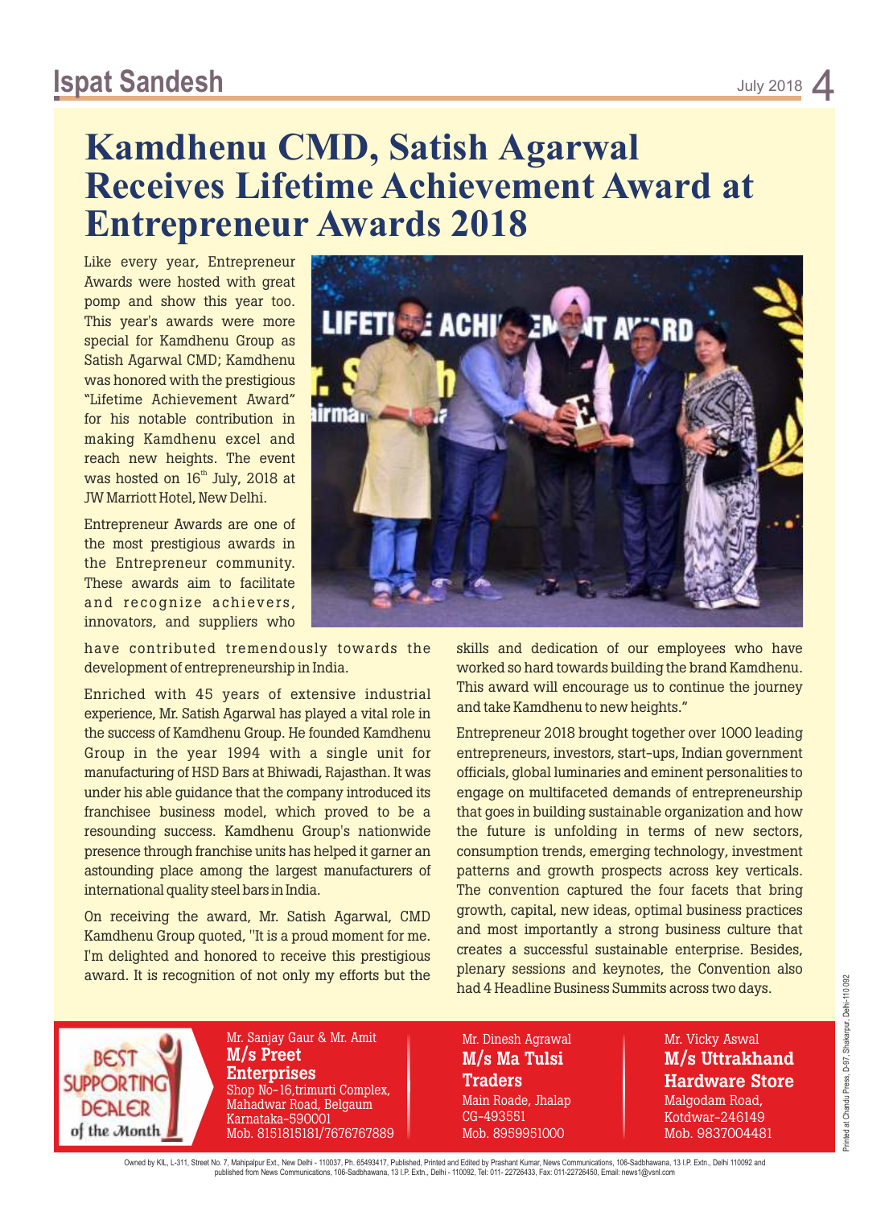# Kamdhenu CMD, Satish Agarwal Receives Lifetime Achievement Award at Entrepreneur Awards 2018

Like every year, Entrepreneur Awards were hosted with great pomp and show this year too. This year's awards were more special for Kamdhenu Group as Satish Agarwal CMD; Kamdhenu was honored with the prestigious "Lifetime Achievement Award" for his notable contribution in making Kamdhenu excel and reach new heights. The event was hosted on 16th July, 2018 at JW Marriott Hotel, New Delhi.

Entrepreneur Awards are one of the most prestigious awards in the Entrepreneur community. These awards aim to facilitate and recognize achievers, innovators, and suppliers who have contributed tremendously towards the development of entrepreneurship in India.

Enriched with 45 years of extensive industrial experience, Mr. Satish Agarwal has played a vital role in the success of Kamdhenu Group. He founded Kamdhenu Group in the year 1994 with a single unit for manufacturing of HSD Bars at Bhiwadi, Rajasthan. It was under his able guidance that the company introduced its franchisee business model, which proved to be a resounding success. Kamdhenu Group's nationwide presence through franchise units has helped it garner an astounding place among the largest manufacturers of international quality steel bars in India.

On receiving the award, Mr. Satish Agarwal, CMD Kamdhenu Group quoted, "It is a proud moment for me. I'm delighted and honored to receive this prestigious award. It is recognition of not only my efforts but the skills and dedication of our employees who have worked so hard towards building the brand Kamdhenu. This award will encourage us to continue the journey and take Kamdhenu to new heights."

Entrepreneur 2018 brought together over 1000 leading entrepreneurs, investors, start-ups, Indian government officials, global luminaries and eminent personalities to engage on multifaceted demands of entrepreneurship that goes in building sustainable organization and how the future is unfolding in terms of new sectors, consumption trends, emerging technology, investment patterns and growth prospects across key verticals. The convention captured the four facets that bring growth, capital, new ideas, optimal business practices and most importantly a strong business culture that creates a successful sustainable enterprise. Besides, plenary sessions and keynotes, the Convention also had 4 Headline Business Summits across two days.

---

**BEST SUPPORTING DEALER of the Month**

Mr. Sanjay Gaur & Mr. Amit
**M/s Preet Enterprises**
Shop No-16,trimurti Complex,
Mahadwar Road, Belgaum
Karnataka-590001
Mob. 8151815181/7676767889

Mr. Dinesh Agrawal
**M/s Ma Tulsi Traders**
Main Roade, Jhalap
CG-493551
Mob. 8959951000

Mr. Vicky Aswal
**M/s Uttrakhand Hardware Store**
Malgodam Road,
Kotdwar-246149
Mob. 9837004481

Printed at Chandu Press, D-97, Shakarpur, Delhi-110 092

Owned by KIL, L-311, Street No. 7, Mahipalpur Ext., New Delhi - 110037, Ph. 65493417, Published, Printed and Edited by Prashant Kumar, News Communications, 106-Sadbhawana, 13 I.P. Extn., Delhi 110092 and published from News Communications, 106-Sadbhawana, 13 I.P. Extn., Delhi - 110092, Tel: 011- 22726433, Fax: 011-22726450, Email: news1@vsnl.com